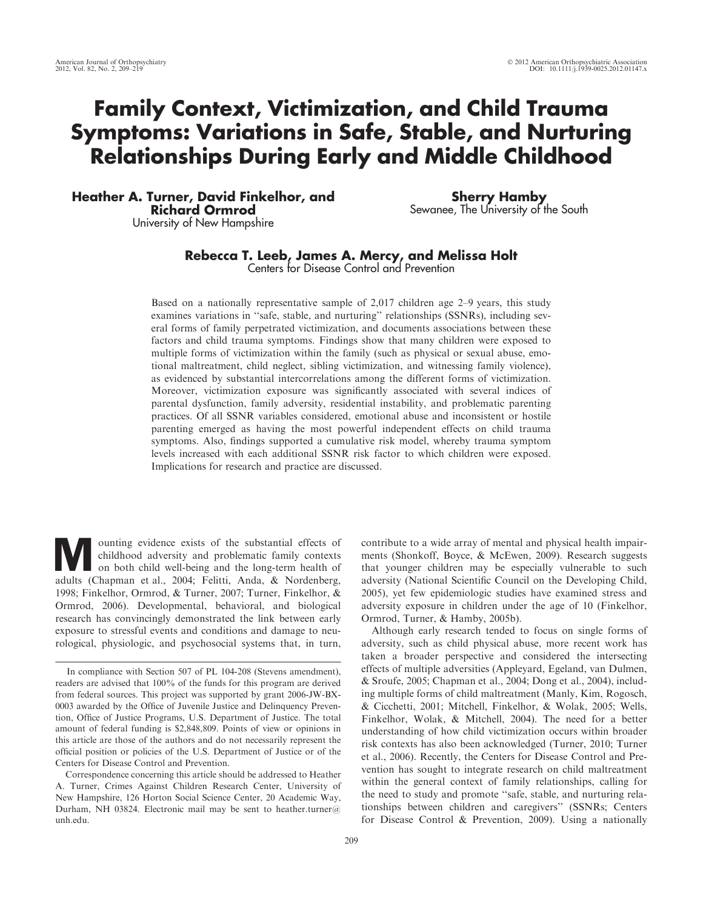# Family Context, Victimization, and Child Trauma Symptoms: Variations in Safe, Stable, and Nurturing Relationships During Early and Middle Childhood

**Heather A. Turner, David Finkelhor, and Richard Ormrod**
University of New Hampshire

**Sherry Hamby**
Sewanee, The University of the South

**Rebecca T. Leeb, James A. Mercy, and Melissa Holt**
Centers for Disease Control and Prevention

Based on a nationally representative sample of 2,017 children age 2–9 years, this study examines variations in "safe, stable, and nurturing" relationships (SSNRs), including several forms of family perpetrated victimization, and documents associations between these factors and child trauma symptoms. Findings show that many children were exposed to multiple forms of victimization within the family (such as physical or sexual abuse, emotional maltreatment, child neglect, sibling victimization, and witnessing family violence), as evidenced by substantial intercorrelations among the different forms of victimization. Moreover, victimization exposure was significantly associated with several indices of parental dysfunction, family adversity, residential instability, and problematic parenting practices. Of all SSNR variables considered, emotional abuse and inconsistent or hostile parenting emerged as having the most powerful independent effects on child trauma symptoms. Also, findings supported a cumulative risk model, whereby trauma symptom levels increased with each additional SSNR risk factor to which children were exposed. Implications for research and practice are discussed.

Mounting evidence exists of the substantial effects of childhood adversity and problematic family contexts on both child well-being and the long-term health of adults (Chapman et al., 2004; Felitti, Anda, & Nordenberg, 1998; Finkelhor, Ormrod, & Turner, 2007; Turner, Finkelhor, & Ormrod, 2006). Developmental, behavioral, and biological research has convincingly demonstrated the link between early exposure to stressful events and conditions and damage to neurological, physiologic, and psychosocial systems that, in turn, contribute to a wide array of mental and physical health impairments (Shonkoff, Boyce, & McEwen, 2009). Research suggests that younger children may be especially vulnerable to such adversity (National Scientific Council on the Developing Child, 2005), yet few epidemiologic studies have examined stress and adversity exposure in children under the age of 10 (Finkelhor, Ormrod, Turner, & Hamby, 2005b).

Although early research tended to focus on single forms of adversity, such as child physical abuse, more recent work has taken a broader perspective and considered the intersecting effects of multiple adversities (Appleyard, Egeland, van Dulmen, & Sroufe, 2005; Chapman et al., 2004; Dong et al., 2004), including multiple forms of child maltreatment (Manly, Kim, Rogosch, & Cicchetti, 2001; Mitchell, Finkelhor, & Wolak, 2005; Wells, Finkelhor, Wolak, & Mitchell, 2004). The need for a better understanding of how child victimization occurs within broader risk contexts has also been acknowledged (Turner, 2010; Turner et al., 2006). Recently, the Centers for Disease Control and Prevention has sought to integrate research on child maltreatment within the general context of family relationships, calling for the need to study and promote "safe, stable, and nurturing relationships between children and caregivers" (SSNRs; Centers for Disease Control & Prevention, 2009). Using a nationally

In compliance with Section 507 of PL 104-208 (Stevens amendment), readers are advised that 100% of the funds for this program are derived from federal sources. This project was supported by grant 2006-JW-BX-0003 awarded by the Office of Juvenile Justice and Delinquency Prevention, Office of Justice Programs, U.S. Department of Justice. The total amount of federal funding is $2,848,809. Points of view or opinions in this article are those of the authors and do not necessarily represent the official position or policies of the U.S. Department of Justice or of the Centers for Disease Control and Prevention.

Correspondence concerning this article should be addressed to Heather A. Turner, Crimes Against Children Research Center, University of New Hampshire, 126 Horton Social Science Center, 20 Academic Way, Durham, NH 03824. Electronic mail may be sent to heather.turner@unh.edu.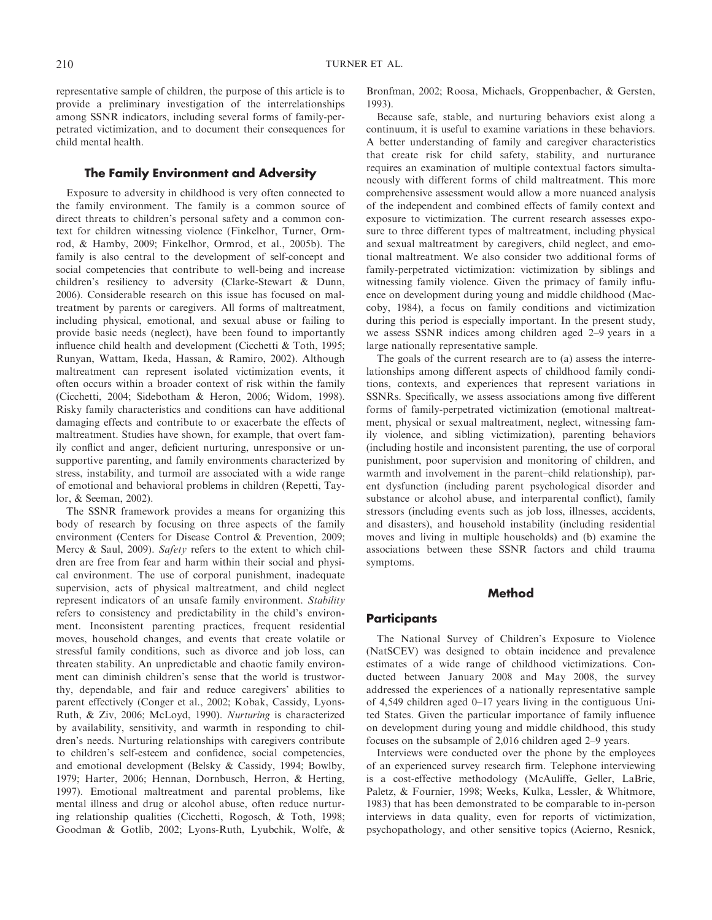representative sample of children, the purpose of this article is to provide a preliminary investigation of the interrelationships among SSNR indicators, including several forms of family-perpetrated victimization, and to document their consequences for child mental health.

## The Family Environment and Adversity

Exposure to adversity in childhood is very often connected to the family environment. The family is a common source of direct threats to children's personal safety and a common context for children witnessing violence (Finkelhor, Turner, Ormrod, & Hamby, 2009; Finkelhor, Ormrod, et al., 2005b). The family is also central to the development of self-concept and social competencies that contribute to well-being and increase children's resiliency to adversity (Clarke-Stewart & Dunn, 2006). Considerable research on this issue has focused on maltreatment by parents or caregivers. All forms of maltreatment, including physical, emotional, and sexual abuse or failing to provide basic needs (neglect), have been found to importantly influence child health and development (Cicchetti & Toth, 1995; Runyan, Wattam, Ikeda, Hassan, & Ramiro, 2002). Although maltreatment can represent isolated victimization events, it often occurs within a broader context of risk within the family (Cicchetti, 2004; Sidebotham & Heron, 2006; Widom, 1998). Risky family characteristics and conditions can have additional damaging effects and contribute to or exacerbate the effects of maltreatment. Studies have shown, for example, that overt family conflict and anger, deficient nurturing, unresponsive or unsupportive parenting, and family environments characterized by stress, instability, and turmoil are associated with a wide range of emotional and behavioral problems in children (Repetti, Taylor, & Seeman, 2002).

The SSNR framework provides a means for organizing this body of research by focusing on three aspects of the family environment (Centers for Disease Control & Prevention, 2009; Mercy & Saul, 2009). *Safety* refers to the extent to which children are free from fear and harm within their social and physical environment. The use of corporal punishment, inadequate supervision, acts of physical maltreatment, and child neglect represent indicators of an unsafe family environment. *Stability* refers to consistency and predictability in the child's environment. Inconsistent parenting practices, frequent residential moves, household changes, and events that create volatile or stressful family conditions, such as divorce and job loss, can threaten stability. An unpredictable and chaotic family environment can diminish children's sense that the world is trustworthy, dependable, and fair and reduce caregivers' abilities to parent effectively (Conger et al., 2002; Kobak, Cassidy, Lyons-Ruth, & Ziv, 2006; McLoyd, 1990). *Nurturing* is characterized by availability, sensitivity, and warmth in responding to children's needs. Nurturing relationships with caregivers contribute to children's self-esteem and confidence, social competencies, and emotional development (Belsky & Cassidy, 1994; Bowlby, 1979; Harter, 2006; Hennan, Dornbusch, Herron, & Herting, 1997). Emotional maltreatment and parental problems, like mental illness and drug or alcohol abuse, often reduce nurturing relationship qualities (Cicchetti, Rogosch, & Toth, 1998; Goodman & Gotlib, 2002; Lyons-Ruth, Lyubchik, Wolfe, & Bronfman, 2002; Roosa, Michaels, Groppenbacher, & Gersten, 1993).

Because safe, stable, and nurturing behaviors exist along a continuum, it is useful to examine variations in these behaviors. A better understanding of family and caregiver characteristics that create risk for child safety, stability, and nurturance requires an examination of multiple contextual factors simultaneously with different forms of child maltreatment. This more comprehensive assessment would allow a more nuanced analysis of the independent and combined effects of family context and exposure to victimization. The current research assesses exposure to three different types of maltreatment, including physical and sexual maltreatment by caregivers, child neglect, and emotional maltreatment. We also consider two additional forms of family-perpetrated victimization: victimization by siblings and witnessing family violence. Given the primacy of family influence on development during young and middle childhood (Maccoby, 1984), a focus on family conditions and victimization during this period is especially important. In the present study, we assess SSNR indices among children aged 2–9 years in a large nationally representative sample.

The goals of the current research are to (a) assess the interrelationships among different aspects of childhood family conditions, contexts, and experiences that represent variations in SSNRs. Specifically, we assess associations among five different forms of family-perpetrated victimization (emotional maltreatment, physical or sexual maltreatment, neglect, witnessing family violence, and sibling victimization), parenting behaviors (including hostile and inconsistent parenting, the use of corporal punishment, poor supervision and monitoring of children, and warmth and involvement in the parent–child relationship), parent dysfunction (including parent psychological disorder and substance or alcohol abuse, and interparental conflict), family stressors (including events such as job loss, illnesses, accidents, and disasters), and household instability (including residential moves and living in multiple households) and (b) examine the associations between these SSNR factors and child trauma symptoms.

## Method

### Participants

The National Survey of Children's Exposure to Violence (NatSCEV) was designed to obtain incidence and prevalence estimates of a wide range of childhood victimizations. Conducted between January 2008 and May 2008, the survey addressed the experiences of a nationally representative sample of 4,549 children aged 0–17 years living in the contiguous United States. Given the particular importance of family influence on development during young and middle childhood, this study focuses on the subsample of 2,016 children aged 2–9 years.

Interviews were conducted over the phone by the employees of an experienced survey research firm. Telephone interviewing is a cost-effective methodology (McAuliffe, Geller, LaBrie, Paletz, & Fournier, 1998; Weeks, Kulka, Lessler, & Whitmore, 1983) that has been demonstrated to be comparable to in-person interviews in data quality, even for reports of victimization, psychopathology, and other sensitive topics (Acierno, Resnick,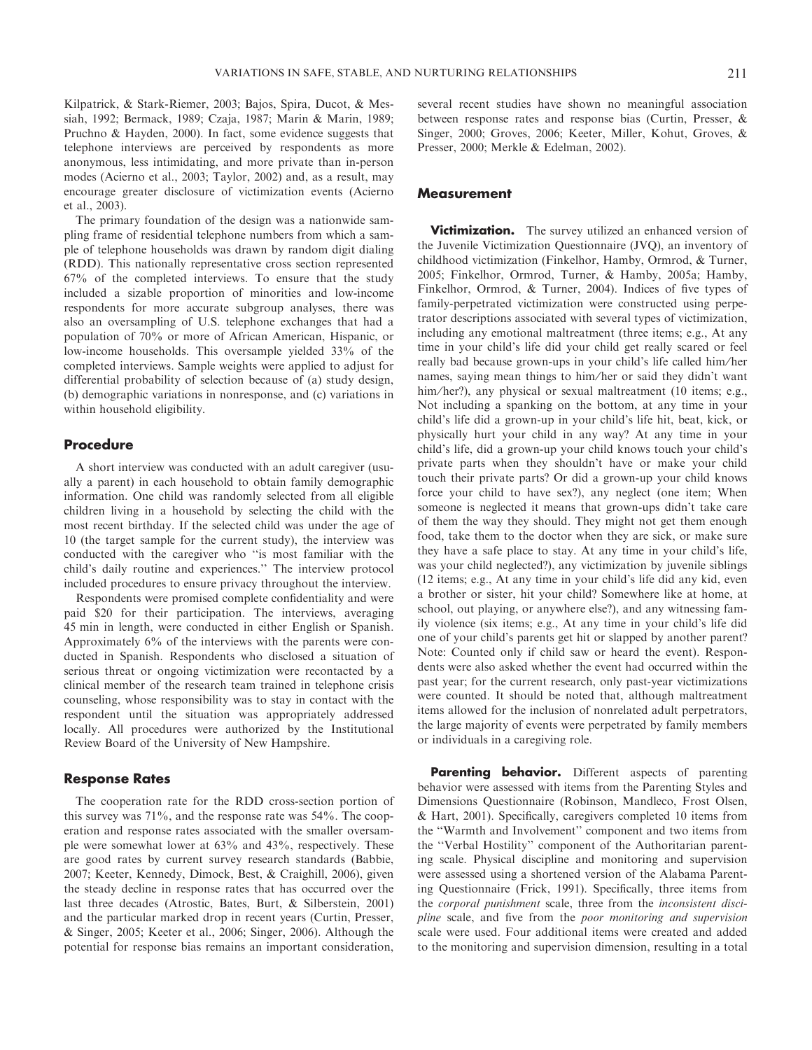Kilpatrick, & Stark-Riemer, 2003; Bajos, Spira, Ducot, & Messiah, 1992; Bermack, 1989; Czaja, 1987; Marin & Marin, 1989; Pruchno & Hayden, 2000). In fact, some evidence suggests that telephone interviews are perceived by respondents as more anonymous, less intimidating, and more private than in-person modes (Acierno et al., 2003; Taylor, 2002) and, as a result, may encourage greater disclosure of victimization events (Acierno et al., 2003).

The primary foundation of the design was a nationwide sampling frame of residential telephone numbers from which a sample of telephone households was drawn by random digit dialing (RDD). This nationally representative cross section represented 67% of the completed interviews. To ensure that the study included a sizable proportion of minorities and low-income respondents for more accurate subgroup analyses, there was also an oversampling of U.S. telephone exchanges that had a population of 70% or more of African American, Hispanic, or low-income households. This oversample yielded 33% of the completed interviews. Sample weights were applied to adjust for differential probability of selection because of (a) study design, (b) demographic variations in nonresponse, and (c) variations in within household eligibility.

## Procedure

A short interview was conducted with an adult caregiver (usually a parent) in each household to obtain family demographic information. One child was randomly selected from all eligible children living in a household by selecting the child with the most recent birthday. If the selected child was under the age of 10 (the target sample for the current study), the interview was conducted with the caregiver who ''is most familiar with the child's daily routine and experiences.'' The interview protocol included procedures to ensure privacy throughout the interview.

Respondents were promised complete confidentiality and were paid $20 for their participation. The interviews, averaging 45 min in length, were conducted in either English or Spanish. Approximately 6% of the interviews with the parents were conducted in Spanish. Respondents who disclosed a situation of serious threat or ongoing victimization were recontacted by a clinical member of the research team trained in telephone crisis counseling, whose responsibility was to stay in contact with the respondent until the situation was appropriately addressed locally. All procedures were authorized by the Institutional Review Board of the University of New Hampshire.

## Response Rates

The cooperation rate for the RDD cross-section portion of this survey was 71%, and the response rate was 54%. The cooperation and response rates associated with the smaller oversample were somewhat lower at 63% and 43%, respectively. These are good rates by current survey research standards (Babbie, 2007; Keeter, Kennedy, Dimock, Best, & Craighill, 2006), given the steady decline in response rates that has occurred over the last three decades (Atrostic, Bates, Burt, & Silberstein, 2001) and the particular marked drop in recent years (Curtin, Presser, & Singer, 2005; Keeter et al., 2006; Singer, 2006). Although the potential for response bias remains an important consideration, several recent studies have shown no meaningful association between response rates and response bias (Curtin, Presser, & Singer, 2000; Groves, 2006; Keeter, Miller, Kohut, Groves, & Presser, 2000; Merkle & Edelman, 2002).

## Measurement

**Victimization.** The survey utilized an enhanced version of the Juvenile Victimization Questionnaire (JVQ), an inventory of childhood victimization (Finkelhor, Hamby, Ormrod, & Turner, 2005; Finkelhor, Ormrod, Turner, & Hamby, 2005a; Hamby, Finkelhor, Ormrod, & Turner, 2004). Indices of five types of family-perpetrated victimization were constructed using perpetrator descriptions associated with several types of victimization, including any emotional maltreatment (three items; e.g., At any time in your child's life did your child get really scared or feel really bad because grown-ups in your child's life called him/her names, saying mean things to him/her or said they didn't want him/her?), any physical or sexual maltreatment (10 items; e.g., Not including a spanking on the bottom, at any time in your child's life did a grown-up in your child's life hit, beat, kick, or physically hurt your child in any way? At any time in your child's life, did a grown-up your child knows touch your child's private parts when they shouldn't have or make your child touch their private parts? Or did a grown-up your child knows force your child to have sex?), any neglect (one item; When someone is neglected it means that grown-ups didn't take care of them the way they should. They might not get them enough food, take them to the doctor when they are sick, or make sure they have a safe place to stay. At any time in your child's life, was your child neglected?), any victimization by juvenile siblings (12 items; e.g., At any time in your child's life did any kid, even a brother or sister, hit your child? Somewhere like at home, at school, out playing, or anywhere else?), and any witnessing family violence (six items; e.g., At any time in your child's life did one of your child's parents get hit or slapped by another parent? Note: Counted only if child saw or heard the event). Respondents were also asked whether the event had occurred within the past year; for the current research, only past-year victimizations were counted. It should be noted that, although maltreatment items allowed for the inclusion of nonrelated adult perpetrators, the large majority of events were perpetrated by family members or individuals in a caregiving role.

**Parenting behavior.** Different aspects of parenting behavior were assessed with items from the Parenting Styles and Dimensions Questionnaire (Robinson, Mandleco, Frost Olsen, & Hart, 2001). Specifically, caregivers completed 10 items from the ''Warmth and Involvement'' component and two items from the ''Verbal Hostility'' component of the Authoritarian parenting scale. Physical discipline and monitoring and supervision were assessed using a shortened version of the Alabama Parenting Questionnaire (Frick, 1991). Specifically, three items from the *corporal punishment* scale, three from the *inconsistent discipline* scale, and five from the *poor monitoring and supervision* scale were used. Four additional items were created and added to the monitoring and supervision dimension, resulting in a total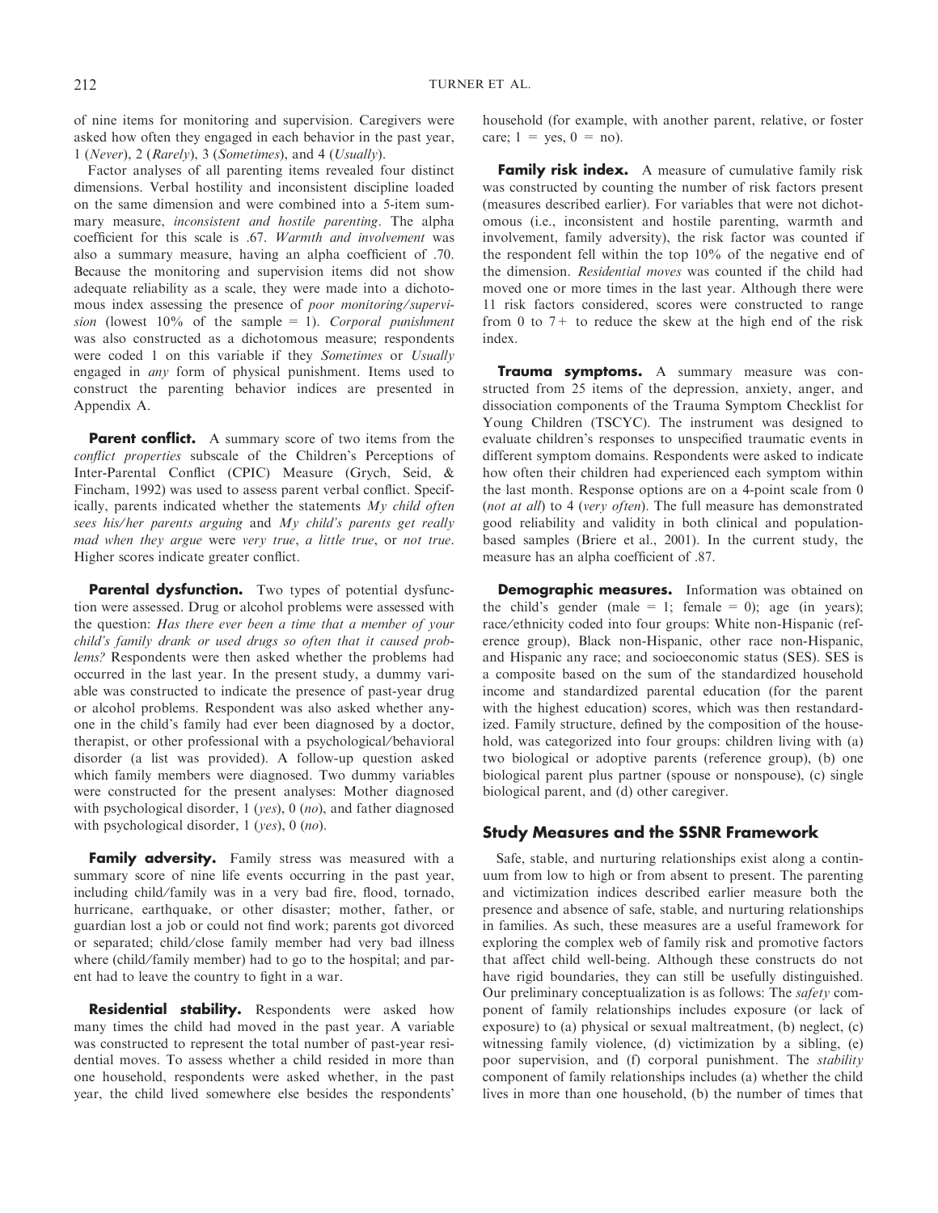of nine items for monitoring and supervision. Caregivers were asked how often they engaged in each behavior in the past year, 1 (*Never*), 2 (*Rarely*), 3 (*Sometimes*), and 4 (*Usually*).

Factor analyses of all parenting items revealed four distinct dimensions. Verbal hostility and inconsistent discipline loaded on the same dimension and were combined into a 5-item summary measure, *inconsistent and hostile parenting*. The alpha coefficient for this scale is .67. *Warmth and involvement* was also a summary measure, having an alpha coefficient of .70. Because the monitoring and supervision items did not show adequate reliability as a scale, they were made into a dichotomous index assessing the presence of *poor monitoring/supervision* (lowest 10% of the sample = 1). *Corporal punishment* was also constructed as a dichotomous measure; respondents were coded 1 on this variable if they *Sometimes* or *Usually* engaged in *any* form of physical punishment. Items used to construct the parenting behavior indices are presented in Appendix A.

**Parent conflict.** A summary score of two items from the *conflict properties* subscale of the Children's Perceptions of Inter-Parental Conflict (CPIC) Measure (Grych, Seid, & Fincham, 1992) was used to assess parent verbal conflict. Specifically, parents indicated whether the statements *My child often sees his/her parents arguing* and *My child's parents get really mad when they argue* were *very true*, *a little true*, or *not true*. Higher scores indicate greater conflict.

**Parental dysfunction.** Two types of potential dysfunction were assessed. Drug or alcohol problems were assessed with the question: *Has there ever been a time that a member of your child's family drank or used drugs so often that it caused problems?* Respondents were then asked whether the problems had occurred in the last year. In the present study, a dummy variable was constructed to indicate the presence of past-year drug or alcohol problems. Respondent was also asked whether anyone in the child's family had ever been diagnosed by a doctor, therapist, or other professional with a psychological/behavioral disorder (a list was provided). A follow-up question asked which family members were diagnosed. Two dummy variables were constructed for the present analyses: Mother diagnosed with psychological disorder, 1 (*yes*), 0 (*no*), and father diagnosed with psychological disorder, 1 (*yes*), 0 (*no*).

**Family adversity.** Family stress was measured with a summary score of nine life events occurring in the past year, including child/family was in a very bad fire, flood, tornado, hurricane, earthquake, or other disaster; mother, father, or guardian lost a job or could not find work; parents got divorced or separated; child/close family member had very bad illness where (child/family member) had to go to the hospital; and parent had to leave the country to fight in a war.

**Residential stability.** Respondents were asked how many times the child had moved in the past year. A variable was constructed to represent the total number of past-year residential moves. To assess whether a child resided in more than one household, respondents were asked whether, in the past year, the child lived somewhere else besides the respondents' household (for example, with another parent, relative, or foster care; 1 = yes, 0 = no).

**Family risk index.** A measure of cumulative family risk was constructed by counting the number of risk factors present (measures described earlier). For variables that were not dichotomous (i.e., inconsistent and hostile parenting, warmth and involvement, family adversity), the risk factor was counted if the respondent fell within the top 10% of the negative end of the dimension. *Residential moves* was counted if the child had moved one or more times in the last year. Although there were 11 risk factors considered, scores were constructed to range from 0 to 7+ to reduce the skew at the high end of the risk index.

**Trauma symptoms.** A summary measure was constructed from 25 items of the depression, anxiety, anger, and dissociation components of the Trauma Symptom Checklist for Young Children (TSCYC). The instrument was designed to evaluate children's responses to unspecified traumatic events in different symptom domains. Respondents were asked to indicate how often their children had experienced each symptom within the last month. Response options are on a 4-point scale from 0 (*not at all*) to 4 (*very often*). The full measure has demonstrated good reliability and validity in both clinical and population-based samples (Briere et al., 2001). In the current study, the measure has an alpha coefficient of .87.

**Demographic measures.** Information was obtained on the child's gender (male = 1; female = 0); age (in years); race/ethnicity coded into four groups: White non-Hispanic (reference group), Black non-Hispanic, other race non-Hispanic, and Hispanic any race; and socioeconomic status (SES). SES is a composite based on the sum of the standardized household income and standardized parental education (for the parent with the highest education) scores, which was then restandardized. Family structure, defined by the composition of the household, was categorized into four groups: children living with (a) two biological or adoptive parents (reference group), (b) one biological parent plus partner (spouse or nonspouse), (c) single biological parent, and (d) other caregiver.

## Study Measures and the SSNR Framework

Safe, stable, and nurturing relationships exist along a continuum from low to high or from absent to present. The parenting and victimization indices described earlier measure both the presence and absence of safe, stable, and nurturing relationships in families. As such, these measures are a useful framework for exploring the complex web of family risk and promotive factors that affect child well-being. Although these constructs do not have rigid boundaries, they can still be usefully distinguished. Our preliminary conceptualization is as follows: The *safety* component of family relationships includes exposure (or lack of exposure) to (a) physical or sexual maltreatment, (b) neglect, (c) witnessing family violence, (d) victimization by a sibling, (e) poor supervision, and (f) corporal punishment. The *stability* component of family relationships includes (a) whether the child lives in more than one household, (b) the number of times that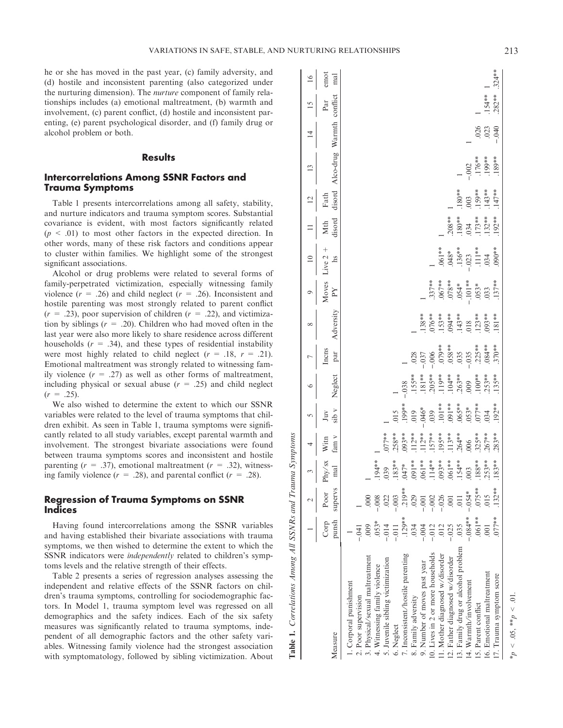he or she has moved in the past year, (c) family adversity, and (d) hostile and inconsistent parenting (also categorized under the nurturing dimension). The *nurture* component of family relationships includes (a) emotional maltreatment, (b) warmth and involvement, (c) parent conflict, (d) hostile and inconsistent parenting, (e) parent psychological disorder, and (f) family drug or alcohol problem or both.

## Results

### Intercorrelations Among SSNR Factors and Trauma Symptoms

Table 1 presents intercorrelations among all safety, stability, and nurture indicators and trauma symptom scores. Substantial covariance is evident, with most factors significantly related ($p < .01$) to most other factors in the expected direction. In other words, many of these risk factors and conditions appear to cluster within families. We highlight some of the strongest significant associations.

Alcohol or drug problems were related to several forms of family-perpetrated victimization, especially witnessing family violence ($r = .26$) and child neglect ($r = .26$). Inconsistent and hostile parenting was most strongly related to parent conflict ($r = .23$), poor supervision of children ($r = .22$), and victimization by siblings ($r = .20$). Children who had moved often in the last year were also more likely to share residence across different households ($r = .34$), and these types of residential instability were most highly related to child neglect ($r = .18$, $r = .21$). Emotional maltreatment was strongly related to witnessing family violence ($r = .27$) as well as other forms of maltreatment, including physical or sexual abuse ($r = .25$) and child neglect ($r = .25$).

We also wished to determine the extent to which our SSNR variables were related to the level of trauma symptoms that children exhibit. As seen in Table 1, trauma symptoms were significantly related to all study variables, except parental warmth and involvement. The strongest bivariate associations were found between trauma symptoms scores and inconsistent and hostile parenting ($r = .37$), emotional maltreatment ($r = .32$), witnessing family violence ($r = .28$), and parental conflict ($r = .28$).

### Regression of Trauma Symptoms on SSNR Indices

Having found intercorrelations among the SSNR variables and having established their bivariate associations with trauma symptoms, we then wished to determine the extent to which the SSNR indicators were *independently* related to children's symptoms levels and the relative strength of their effects.

Table 2 presents a series of regression analyses assessing the independent and relative effects of the SSNR factors on children's trauma symptoms, controlling for sociodemographic factors. In Model 1, trauma symptom level was regressed on all demographics and the safety indices. Each of the six safety measures was significantly related to trauma symptoms, independent of all demographic factors and the other safety variables. Witnessing family violence had the strongest association with symptomatology, followed by sibling victimization. About

**Table 1.** *Correlations Among All SSNRs and Trauma Symptoms*

| Measure | 1 Corp punsh | 2 Poor supervs | 3 Phy/sx mal | 4 Witn fam v | 5 Juv sib v | 6 Neglect | 7 Incns par | 8 Adversity | 9 Moves PY | 10 Live 2 + hs | 11 Mth disord | 12 Fath disord | 13 Alco-drug | 14 Warmth | 15 Par conflict | 16 emot mal |
|---|---|---|---|---|---|---|---|---|---|---|---|---|---|---|---|---|
| 1. Corporal punishment | 1 | | | | | | | | | | | | | | | |
| 2. Poor supervision | −.041 | 1 | | | | | | | | | | | | | | |
| 3. Physical/sexual maltreatment | .009 | .000 | 1 | | | | | | | | | | | | | |
| 4. Witnessing family violence | .053* | −.008 | .194** | 1 | | | | | | | | | | | | |
| 5. Juvenile sibling victimization | −.014 | .022 | .039 | .077** | 1 | | | | | | | | | | | |
| 6. Neglect | −.011 | −.003 | .183** | .258** | .015 | 1 | | | | | | | | | | |
| 7. Inconsistent/hostile parenting | .129** | .219** | .047* | .093** | .199** | −.038 | 1 | | | | | | | | | |
| 8. Family adversity | .034 | .029 | .091** | .112** | .019 | .155** | .028 | 1 | | | | | | | | |
| 9. Number of moves past year | −.004 | −.001 | .061** | .112** | −.046* | .181** | −.037 | .138** | 1 | | | | | | | |
| 10. Lives in 2 or more households | −.012 | −.002 | .114** | .157** | .039 | .205** | −.006 | .076** | .337** | 1 | | | | | | |
| 11. Mother diagnosed w/disorder | .012 | −.026 | .093** | .195** | .101** | .119** | .079** | .153** | .067** | .061** | 1 | | | | | |
| 12. Father diagnosed w/disorder | −.025 | .001 | .061** | .113** | .091** | .104** | .058** | .094** | .078** | .048* | .208** | 1 | | | | |
| 13. Family drug or alcohol problem | .035 | .011 | .154** | .264** | .065** | .263** | .035 | .143** | .054* | .136** | .180** | .180** | 1 | | | |
| 14. Warmth/involvement | −.084** | −.054* | .003 | .006 | .053* | .009 | −.035 | .018 | −.101** | −.023 | .034 | .003 | −.002 | 1 | | |
| 15. Parent conflict | .061** | .075** | .188** | .325** | .077** | .100** | .225** | .123** | .053* | .111** | .173** | .159** | .176** | .026 | 1 | |
| 16. Emotional maltreatment | .001 | .015 | .253** | .267** | .034 | .253** | .084** | .093** | .033 | .034 | .132** | .143** | .199** | .023 | .154** | 1 |
| 17. Trauma symptom score | .077** | .132** | .183** | .283** | .192** | .135** | .370** | .181** | .137** | .090** | .192** | .147** | .189** | −.040 | .282** | .324** |

$^{*}p < .05$, $^{**}p < .01$.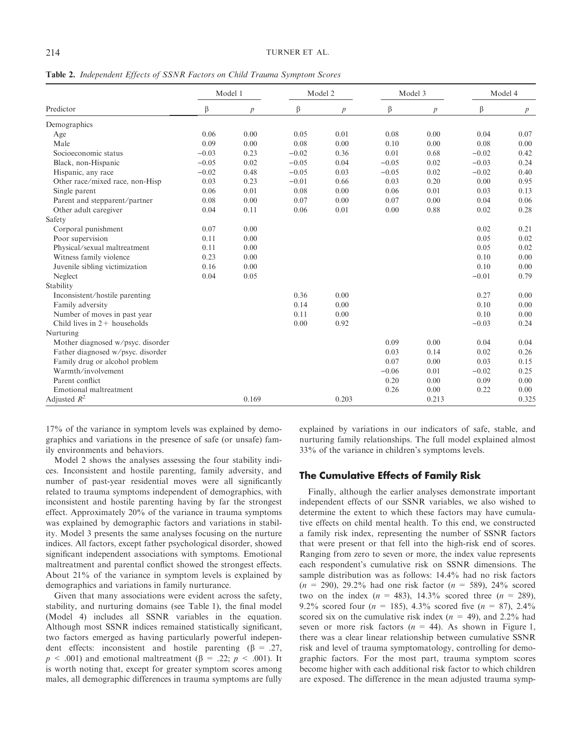**Table 2.** *Independent Effects of SSNR Factors on Child Trauma Symptom Scores*

| Predictor | Model 1 | | Model 2 | | Model 3 | | Model 4 | |
|---|---|---|---|---|---|---|---|---|
| | β | *p* | β | *p* | β | *p* | β | *p* |
| Demographics | | | | | | | | |
| Age | 0.06 | 0.00 | 0.05 | 0.01 | 0.08 | 0.00 | 0.04 | 0.07 |
| Male | 0.09 | 0.00 | 0.08 | 0.00 | 0.10 | 0.00 | 0.08 | 0.00 |
| Socioeconomic status | −0.03 | 0.23 | −0.02 | 0.36 | 0.01 | 0.68 | −0.02 | 0.42 |
| Black, non-Hispanic | −0.05 | 0.02 | −0.05 | 0.04 | −0.05 | 0.02 | −0.03 | 0.24 |
| Hispanic, any race | −0.02 | 0.48 | −0.05 | 0.03 | −0.05 | 0.02 | −0.02 | 0.40 |
| Other race/mixed race, non-Hisp | 0.03 | 0.23 | −0.01 | 0.66 | 0.03 | 0.20 | 0.00 | 0.95 |
| Single parent | 0.06 | 0.01 | 0.08 | 0.00 | 0.06 | 0.01 | 0.03 | 0.13 |
| Parent and stepparent/partner | 0.08 | 0.00 | 0.07 | 0.00 | 0.07 | 0.00 | 0.04 | 0.06 |
| Other adult caregiver | 0.04 | 0.11 | 0.06 | 0.01 | 0.00 | 0.88 | 0.02 | 0.28 |
| Safety | | | | | | | | |
| Corporal punishment | 0.07 | 0.00 | | | | | 0.02 | 0.21 |
| Poor supervision | 0.11 | 0.00 | | | | | 0.05 | 0.02 |
| Physical/sexual maltreatment | 0.11 | 0.00 | | | | | 0.05 | 0.02 |
| Witness family violence | 0.23 | 0.00 | | | | | 0.10 | 0.00 |
| Juvenile sibling victimization | 0.16 | 0.00 | | | | | 0.10 | 0.00 |
| Neglect | 0.04 | 0.05 | | | | | −0.01 | 0.79 |
| Stability | | | | | | | | |
| Inconsistent/hostile parenting | | | 0.36 | 0.00 | | | 0.27 | 0.00 |
| Family adversity | | | 0.14 | 0.00 | | | 0.10 | 0.00 |
| Number of moves in past year | | | 0.11 | 0.00 | | | 0.10 | 0.00 |
| Child lives in 2+ households | | | 0.00 | 0.92 | | | −0.03 | 0.24 |
| Nurturing | | | | | | | | |
| Mother diagnosed w/psyc. disorder | | | | | 0.09 | 0.00 | 0.04 | 0.04 |
| Father diagnosed w/psyc. disorder | | | | | 0.03 | 0.14 | 0.02 | 0.26 |
| Family drug or alcohol problem | | | | | 0.07 | 0.00 | 0.03 | 0.15 |
| Warmth/involvement | | | | | −0.06 | 0.01 | −0.02 | 0.25 |
| Parent conflict | | | | | 0.20 | 0.00 | 0.09 | 0.00 |
| Emotional maltreatment | | | | | 0.26 | 0.00 | 0.22 | 0.00 |
| Adjusted $R^2$ | | 0.169 | | 0.203 | | 0.213 | | 0.325 |

17% of the variance in symptom levels was explained by demographics and variations in the presence of safe (or unsafe) family environments and behaviors.

Model 2 shows the analyses assessing the four stability indices. Inconsistent and hostile parenting, family adversity, and number of past-year residential moves were all significantly related to trauma symptoms independent of demographics, with inconsistent and hostile parenting having by far the strongest effect. Approximately 20% of the variance in trauma symptoms was explained by demographic factors and variations in stability. Model 3 presents the same analyses focusing on the nurture indices. All factors, except father psychological disorder, showed significant independent associations with symptoms. Emotional maltreatment and parental conflict showed the strongest effects. About 21% of the variance in symptom levels is explained by demographics and variations in family nurturance.

Given that many associations were evident across the safety, stability, and nurturing domains (see Table 1), the final model (Model 4) includes all SSNR variables in the equation. Although most SSNR indices remained statistically significant, two factors emerged as having particularly powerful independent effects: inconsistent and hostile parenting ($\beta = .27$, $p < .001$) and emotional maltreatment ($\beta = .22$; $p < .001$). It is worth noting that, except for greater symptom scores among males, all demographic differences in trauma symptoms are fully explained by variations in our indicators of safe, stable, and nurturing family relationships. The full model explained almost 33% of the variance in children's symptoms levels.

## The Cumulative Effects of Family Risk

Finally, although the earlier analyses demonstrate important independent effects of our SSNR variables, we also wished to determine the extent to which these factors may have cumulative effects on child mental health. To this end, we constructed a family risk index, representing the number of SSNR factors that were present or that fell into the high-risk end of scores. Ranging from zero to seven or more, the index value represents each respondent's cumulative risk on SSNR dimensions. The sample distribution was as follows: 14.4% had no risk factors ($n$ = 290), 29.2% had one risk factor ($n$ = 589), 24% scored two on the index ($n$ = 483), 14.3% scored three ($n$ = 289), 9.2% scored four ($n$ = 185), 4.3% scored five ($n$ = 87), 2.4% scored six on the cumulative risk index ($n$ = 49), and 2.2% had seven or more risk factors ($n$ = 44). As shown in Figure 1, there was a clear linear relationship between cumulative SSNR risk and level of trauma symptomatology, controlling for demographic factors. For the most part, trauma symptom scores become higher with each additional risk factor to which children are exposed. The difference in the mean adjusted trauma symp-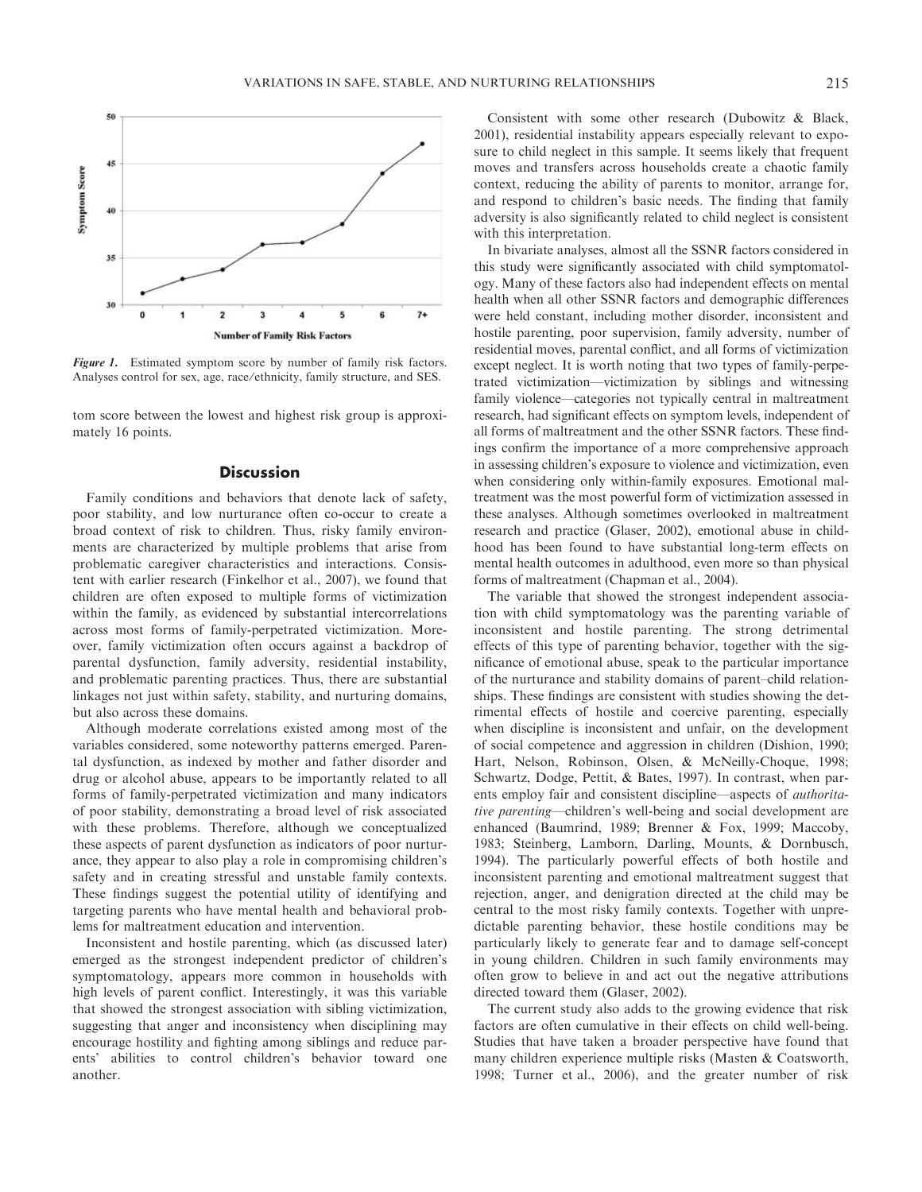Figure 1. Estimated symptom score by number of family risk factors. Analyses control for sex, age, race/ethnicity, family structure, and SES.

tom score between the lowest and highest risk group is approximately 16 points.

## Discussion

Family conditions and behaviors that denote lack of safety, poor stability, and low nurturance often co-occur to create a broad context of risk to children. Thus, risky family environments are characterized by multiple problems that arise from problematic caregiver characteristics and interactions. Consistent with earlier research (Finkelhor et al., 2007), we found that children are often exposed to multiple forms of victimization within the family, as evidenced by substantial intercorrelations across most forms of family-perpetrated victimization. Moreover, family victimization often occurs against a backdrop of parental dysfunction, family adversity, residential instability, and problematic parenting practices. Thus, there are substantial linkages not just within safety, stability, and nurturing domains, but also across these domains.

Although moderate correlations existed among most of the variables considered, some noteworthy patterns emerged. Parental dysfunction, as indexed by mother and father disorder and drug or alcohol abuse, appears to be importantly related to all forms of family-perpetrated victimization and many indicators of poor stability, demonstrating a broad level of risk associated with these problems. Therefore, although we conceptualized these aspects of parent dysfunction as indicators of poor nurturance, they appear to also play a role in compromising children's safety and in creating stressful and unstable family contexts. These findings suggest the potential utility of identifying and targeting parents who have mental health and behavioral problems for maltreatment education and intervention.

Inconsistent and hostile parenting, which (as discussed later) emerged as the strongest independent predictor of children's symptomatology, appears more common in households with high levels of parent conflict. Interestingly, it was this variable that showed the strongest association with sibling victimization, suggesting that anger and inconsistency when disciplining may encourage hostility and fighting among siblings and reduce parents' abilities to control children's behavior toward one another.

Consistent with some other research (Dubowitz & Black, 2001), residential instability appears especially relevant to exposure to child neglect in this sample. It seems likely that frequent moves and transfers across households create a chaotic family context, reducing the ability of parents to monitor, arrange for, and respond to children's basic needs. The finding that family adversity is also significantly related to child neglect is consistent with this interpretation.

In bivariate analyses, almost all the SSNR factors considered in this study were significantly associated with child symptomatology. Many of these factors also had independent effects on mental health when all other SSNR factors and demographic differences were held constant, including mother disorder, inconsistent and hostile parenting, poor supervision, family adversity, number of residential moves, parental conflict, and all forms of victimization except neglect. It is worth noting that two types of family-perpetrated victimization—victimization by siblings and witnessing family violence—categories not typically central in maltreatment research, had significant effects on symptom levels, independent of all forms of maltreatment and the other SSNR factors. These findings confirm the importance of a more comprehensive approach in assessing children's exposure to violence and victimization, even when considering only within-family exposures. Emotional maltreatment was the most powerful form of victimization assessed in these analyses. Although sometimes overlooked in maltreatment research and practice (Glaser, 2002), emotional abuse in childhood has been found to have substantial long-term effects on mental health outcomes in adulthood, even more so than physical forms of maltreatment (Chapman et al., 2004).

The variable that showed the strongest independent association with child symptomatology was the parenting variable of inconsistent and hostile parenting. The strong detrimental effects of this type of parenting behavior, together with the significance of emotional abuse, speak to the particular importance of the nurturance and stability domains of parent–child relationships. These findings are consistent with studies showing the detrimental effects of hostile and coercive parenting, especially when discipline is inconsistent and unfair, on the development of social competence and aggression in children (Dishion, 1990; Hart, Nelson, Robinson, Olsen, & McNeilly-Choque, 1998; Schwartz, Dodge, Pettit, & Bates, 1997). In contrast, when parents employ fair and consistent discipline—aspects of *authoritative parenting*—children's well-being and social development are enhanced (Baumrind, 1989; Brenner & Fox, 1999; Maccoby, 1983; Steinberg, Lamborn, Darling, Mounts, & Dornbusch, 1994). The particularly powerful effects of both hostile and inconsistent parenting and emotional maltreatment suggest that rejection, anger, and denigration directed at the child may be central to the most risky family contexts. Together with unpredictable parenting behavior, these hostile conditions may be particularly likely to generate fear and to damage self-concept in young children. Children in such family environments may often grow to believe in and act out the negative attributions directed toward them (Glaser, 2002).

The current study also adds to the growing evidence that risk factors are often cumulative in their effects on child well-being. Studies that have taken a broader perspective have found that many children experience multiple risks (Masten & Coatsworth, 1998; Turner et al., 2006), and the greater number of risk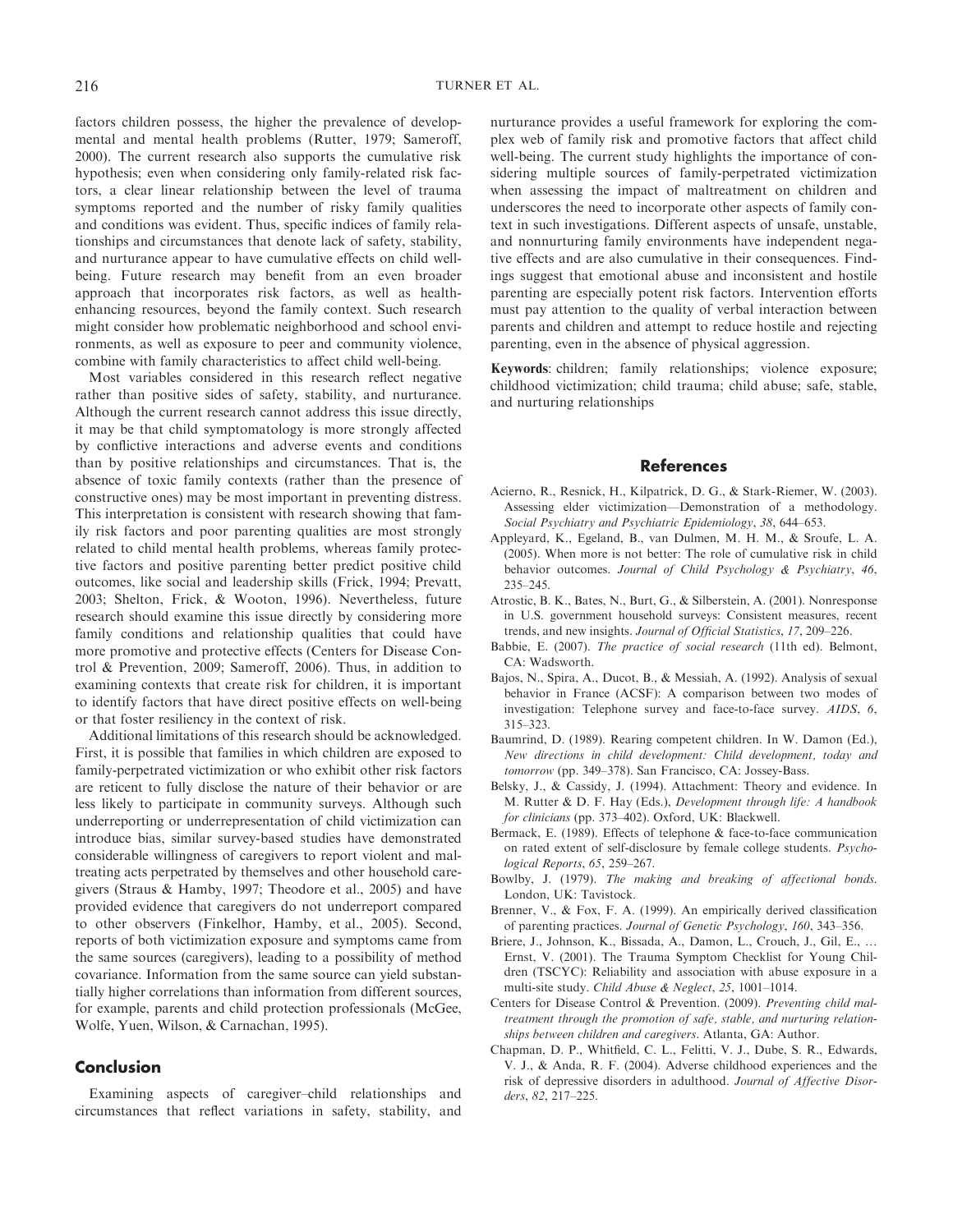factors children possess, the higher the prevalence of developmental and mental health problems (Rutter, 1979; Sameroff, 2000). The current research also supports the cumulative risk hypothesis; even when considering only family-related risk factors, a clear linear relationship between the level of trauma symptoms reported and the number of risky family qualities and conditions was evident. Thus, specific indices of family relationships and circumstances that denote lack of safety, stability, and nurturance appear to have cumulative effects on child well-being. Future research may benefit from an even broader approach that incorporates risk factors, as well as health-enhancing resources, beyond the family context. Such research might consider how problematic neighborhood and school environments, as well as exposure to peer and community violence, combine with family characteristics to affect child well-being.

Most variables considered in this research reflect negative rather than positive sides of safety, stability, and nurturance. Although the current research cannot address this issue directly, it may be that child symptomatology is more strongly affected by conflictive interactions and adverse events and conditions than by positive relationships and circumstances. That is, the absence of toxic family contexts (rather than the presence of constructive ones) may be most important in preventing distress. This interpretation is consistent with research showing that family risk factors and poor parenting qualities are most strongly related to child mental health problems, whereas family protective factors and positive parenting better predict positive child outcomes, like social and leadership skills (Frick, 1994; Prevatt, 2003; Shelton, Frick, & Wooton, 1996). Nevertheless, future research should examine this issue directly by considering more family conditions and relationship qualities that could have more promotive and protective effects (Centers for Disease Control & Prevention, 2009; Sameroff, 2006). Thus, in addition to examining contexts that create risk for children, it is important to identify factors that have direct positive effects on well-being or that foster resiliency in the context of risk.

Additional limitations of this research should be acknowledged. First, it is possible that families in which children are exposed to family-perpetrated victimization or who exhibit other risk factors are reticent to fully disclose the nature of their behavior or are less likely to participate in community surveys. Although such underreporting or underrepresentation of child victimization can introduce bias, similar survey-based studies have demonstrated considerable willingness of caregivers to report violent and maltreating acts perpetrated by themselves and other household caregivers (Straus & Hamby, 1997; Theodore et al., 2005) and have provided evidence that caregivers do not underreport compared to other observers (Finkelhor, Hamby, et al., 2005). Second, reports of both victimization exposure and symptoms came from the same sources (caregivers), leading to a possibility of method covariance. Information from the same source can yield substantially higher correlations than information from different sources, for example, parents and child protection professionals (McGee, Wolfe, Yuen, Wilson, & Carnachan, 1995).

## Conclusion

Examining aspects of caregiver–child relationships and circumstances that reflect variations in safety, stability, and nurturance provides a useful framework for exploring the complex web of family risk and promotive factors that affect child well-being. The current study highlights the importance of considering multiple sources of family-perpetrated victimization when assessing the impact of maltreatment on children and underscores the need to incorporate other aspects of family context in such investigations. Different aspects of unsafe, unstable, and nonnurturing family environments have independent negative effects and are also cumulative in their consequences. Findings suggest that emotional abuse and inconsistent and hostile parenting are especially potent risk factors. Intervention efforts must pay attention to the quality of verbal interaction between parents and children and attempt to reduce hostile and rejecting parenting, even in the absence of physical aggression.

**Keywords**: children; family relationships; violence exposure; childhood victimization; child trauma; child abuse; safe, stable, and nurturing relationships

## References

Acierno, R., Resnick, H., Kilpatrick, D. G., & Stark-Riemer, W. (2003). Assessing elder victimization—Demonstration of a methodology. *Social Psychiatry and Psychiatric Epidemiology*, *38*, 644–653.

Appleyard, K., Egeland, B., van Dulmen, M. H. M., & Sroufe, L. A. (2005). When more is not better: The role of cumulative risk in child behavior outcomes. *Journal of Child Psychology & Psychiatry*, *46*, 235–245.

Atrostic, B. K., Bates, N., Burt, G., & Silberstein, A. (2001). Nonresponse in U.S. government household surveys: Consistent measures, recent trends, and new insights. *Journal of Official Statistics*, *17*, 209–226.

Babbie, E. (2007). *The practice of social research* (11th ed). Belmont, CA: Wadsworth.

Bajos, N., Spira, A., Ducot, B., & Messiah, A. (1992). Analysis of sexual behavior in France (ACSF): A comparison between two modes of investigation: Telephone survey and face-to-face survey. *AIDS*, *6*, 315–323.

Baumrind, D. (1989). Rearing competent children. In W. Damon (Ed.), *New directions in child development: Child development, today and tomorrow* (pp. 349–378). San Francisco, CA: Jossey-Bass.

Belsky, J., & Cassidy, J. (1994). Attachment: Theory and evidence. In M. Rutter & D. F. Hay (Eds.), *Development through life: A handbook for clinicians* (pp. 373–402). Oxford, UK: Blackwell.

Bermack, E. (1989). Effects of telephone & face-to-face communication on rated extent of self-disclosure by female college students. *Psychological Reports*, *65*, 259–267.

Bowlby, J. (1979). *The making and breaking of affectional bonds*. London, UK: Tavistock.

Brenner, V., & Fox, F. A. (1999). An empirically derived classification of parenting practices. *Journal of Genetic Psychology*, *160*, 343–356.

Briere, J., Johnson, K., Bissada, A., Damon, L., Crouch, J., Gil, E., … Ernst, V. (2001). The Trauma Symptom Checklist for Young Children (TSCYC): Reliability and association with abuse exposure in a multi-site study. *Child Abuse & Neglect*, *25*, 1001–1014.

Centers for Disease Control & Prevention. (2009). *Preventing child maltreatment through the promotion of safe, stable, and nurturing relationships between children and caregivers*. Atlanta, GA: Author.

Chapman, D. P., Whitfield, C. L., Felitti, V. J., Dube, S. R., Edwards, V. J., & Anda, R. F. (2004). Adverse childhood experiences and the risk of depressive disorders in adulthood. *Journal of Affective Disorders*, *82*, 217–225.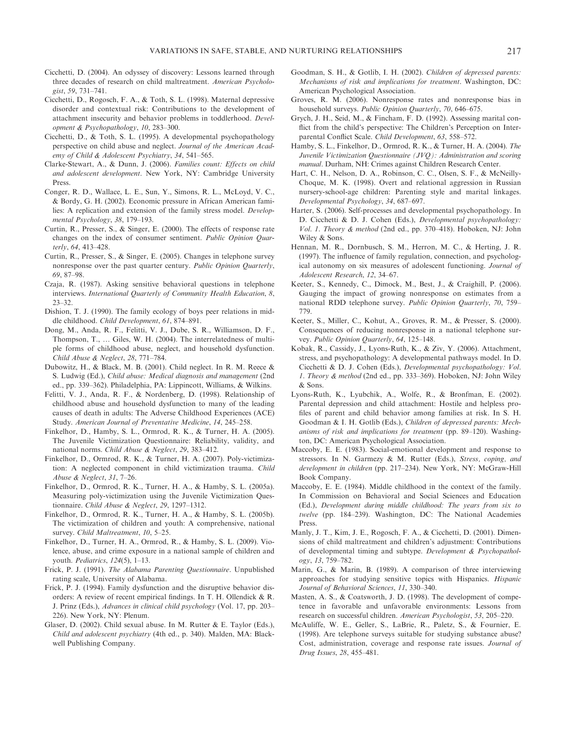Cicchetti, D. (2004). An odyssey of discovery: Lessons learned through three decades of research on child maltreatment. *American Psychologist*, *59*, 731–741.

Cicchetti, D., Rogosch, F. A., & Toth, S. L. (1998). Maternal depressive disorder and contextual risk: Contributions to the development of attachment insecurity and behavior problems in toddlerhood. *Development & Psychopathology*, *10*, 283–300.

Cicchetti, D., & Toth, S. L. (1995). A developmental psychopathology perspective on child abuse and neglect. *Journal of the American Academy of Child & Adolescent Psychiatry*, *34*, 541–565.

Clarke-Stewart, A., & Dunn, J. (2006). *Families count: Effects on child and adolescent development*. New York, NY: Cambridge University Press.

Conger, R. D., Wallace, L. E., Sun, Y., Simons, R. L., McLoyd, V. C., & Bordy, G. H. (2002). Economic pressure in African American families: A replication and extension of the family stress model. *Developmental Psychology*, *38*, 179–193.

Curtin, R., Presser, S., & Singer, E. (2000). The effects of response rate changes on the index of consumer sentiment. *Public Opinion Quarterly*, *64*, 413–428.

Curtin, R., Presser, S., & Singer, E. (2005). Changes in telephone survey nonresponse over the past quarter century. *Public Opinion Quarterly*, *69*, 87–98.

Czaja, R. (1987). Asking sensitive behavioral questions in telephone interviews. *International Quarterly of Community Health Education*, *8*, 23–32.

Dishion, T. J. (1990). The family ecology of boys peer relations in middle childhood. *Child Development*, *61*, 874–891.

Dong, M., Anda, R. F., Felitti, V. J., Dube, S. R., Williamson, D. F., Thompson, T., … Giles, W. H. (2004). The interrelatedness of multiple forms of childhood abuse, neglect, and household dysfunction. *Child Abuse & Neglect*, *28*, 771–784.

Dubowitz, H., & Black, M. B. (2001). Child neglect. In R. M. Reece & S. Ludwig (Ed.), *Child abuse: Medical diagnosis and management* (2nd ed., pp. 339–362). Philadelphia, PA: Lippincott, Williams, & Wilkins.

Felitti, V. J., Anda, R. F., & Nordenberg, D. (1998). Relationship of childhood abuse and household dysfunction to many of the leading causes of death in adults: The Adverse Childhood Experiences (ACE) Study. *American Journal of Preventative Medicine*, *14*, 245–258.

Finkelhor, D., Hamby, S. L., Ormrod, R. K., & Turner, H. A. (2005). The Juvenile Victimization Questionnaire: Reliability, validity, and national norms. *Child Abuse & Neglect*, *29*, 383–412.

Finkelhor, D., Ormrod, R. K., & Turner, H. A. (2007). Poly-victimization: A neglected component in child victimization trauma. *Child Abuse & Neglect*, *31*, 7–26.

Finkelhor, D., Ormrod, R. K., Turner, H. A., & Hamby, S. L. (2005a). Measuring poly-victimization using the Juvenile Victimization Questionnaire. *Child Abuse & Neglect*, *29*, 1297–1312.

Finkelhor, D., Ormrod, R. K., Turner, H. A., & Hamby, S. L. (2005b). The victimization of children and youth: A comprehensive, national survey. *Child Maltreatment*, *10*, 5–25.

Finkelhor, D., Turner, H. A., Ormrod, R., & Hamby, S. L. (2009). Violence, abuse, and crime exposure in a national sample of children and youth. *Pediatrics*, *124*(5), 1–13.

Frick, P. J. (1991). *The Alabama Parenting Questionnaire*. Unpublished rating scale, University of Alabama.

Frick, P. J. (1994). Family dysfunction and the disruptive behavior disorders: A review of recent empirical findings. In T. H. Ollendick & R. J. Prinz (Eds.), *Advances in clinical child psychology* (Vol. 17, pp. 203–226). New York, NY: Plenum.

Glaser, D. (2002). Child sexual abuse. In M. Rutter & E. Taylor (Eds.), *Child and adolescent psychiatry* (4th ed., p. 340). Malden, MA: Blackwell Publishing Company.

Goodman, S. H., & Gotlib, I. H. (2002). *Children of depressed parents: Mechanisms of risk and implications for treatment*. Washington, DC: American Psychological Association.

Groves, R. M. (2006). Nonresponse rates and nonresponse bias in household surveys. *Public Opinion Quarterly*, *70*, 646–675.

Grych, J. H., Seid, M., & Fincham, F. D. (1992). Assessing marital conflict from the child's perspective: The Children's Perception on Interparental Conflict Scale. *Child Development*, *63*, 558–572.

Hamby, S. L., Finkelhor, D., Ormrod, R. K., & Turner, H. A. (2004). *The Juvenile Victimization Questionnaire (JVQ): Administration and scoring manual*. Durham, NH: Crimes against Children Research Center.

Hart, C. H., Nelson, D. A., Robinson, C. C., Olsen, S. F., & McNeilly-Choque, M. K. (1998). Overt and relational aggression in Russian nursery-school-age children: Parenting style and marital linkages. *Developmental Psychology*, *34*, 687–697.

Harter, S. (2006). Self-processes and developmental psychopathology. In D. Cicchetti & D. J. Cohen (Eds.), *Developmental psychopathology: Vol. 1. Theory & method* (2nd ed., pp. 370–418). Hoboken, NJ: John Wiley & Sons.

Hennan, M. R., Dornbusch, S. M., Herron, M. C., & Herting, J. R. (1997). The influence of family regulation, connection, and psychological autonomy on six measures of adolescent functioning. *Journal of Adolescent Research*, *12*, 34–67.

Keeter, S., Kennedy, C., Dimock, M., Best, J., & Craighill, P. (2006). Gauging the impact of growing nonresponse on estimates from a national RDD telephone survey. *Public Opinion Quarterly*, *70*, 759–779.

Keeter, S., Miller, C., Kohut, A., Groves, R. M., & Presser, S. (2000). Consequences of reducing nonresponse in a national telephone survey. *Public Opinion Quarterly*, *64*, 125–148.

Kobak, R., Cassidy, J., Lyons-Ruth, K., & Ziv, Y. (2006). Attachment, stress, and psychopathology: A developmental pathways model. In D. Cicchetti & D. J. Cohen (Eds.), *Developmental psychopathology: Vol. 1. Theory & method* (2nd ed., pp. 333–369). Hoboken, NJ: John Wiley & Sons.

Lyons-Ruth, K., Lyubchik, A., Wolfe, R., & Bronfman, E. (2002). Parental depression and child attachment: Hostile and helpless profiles of parent and child behavior among families at risk. In S. H. Goodman & I. H. Gotlib (Eds.), *Children of depressed parents: Mechanisms of risk and implications for treatment* (pp. 89–120). Washington, DC: American Psychological Association.

Maccoby, E. E. (1983). Social-emotional development and response to stressors. In N. Garmezy & M. Rutter (Eds.), *Stress, coping, and development in children* (pp. 217–234). New York, NY: McGraw-Hill Book Company.

Maccoby, E. E. (1984). Middle childhood in the context of the family. In Commission on Behavioral and Social Sciences and Education (Ed.), *Development during middle childhood: The years from six to twelve* (pp. 184–239). Washington, DC: The National Academies Press.

Manly, J. T., Kim, J. E., Rogosch, F. A., & Cicchetti, D. (2001). Dimensions of child maltreatment and children's adjustment: Contributions of developmental timing and subtype. *Development & Psychopathology*, *13*, 759–782.

Marin, G., & Marin, B. (1989). A comparison of three interviewing approaches for studying sensitive topics with Hispanics. *Hispanic Journal of Behavioral Sciences*, *11*, 330–340.

Masten, A. S., & Coatsworth, J. D. (1998). The development of competence in favorable and unfavorable environments: Lessons from research on successful children. *American Psychologist*, *53*, 205–220.

McAuliffe, W. E., Geller, S., LaBrie, R., Paletz, S., & Fournier, E. (1998). Are telephone surveys suitable for studying substance abuse? Cost, administration, coverage and response rate issues. *Journal of Drug Issues*, *28*, 455–481.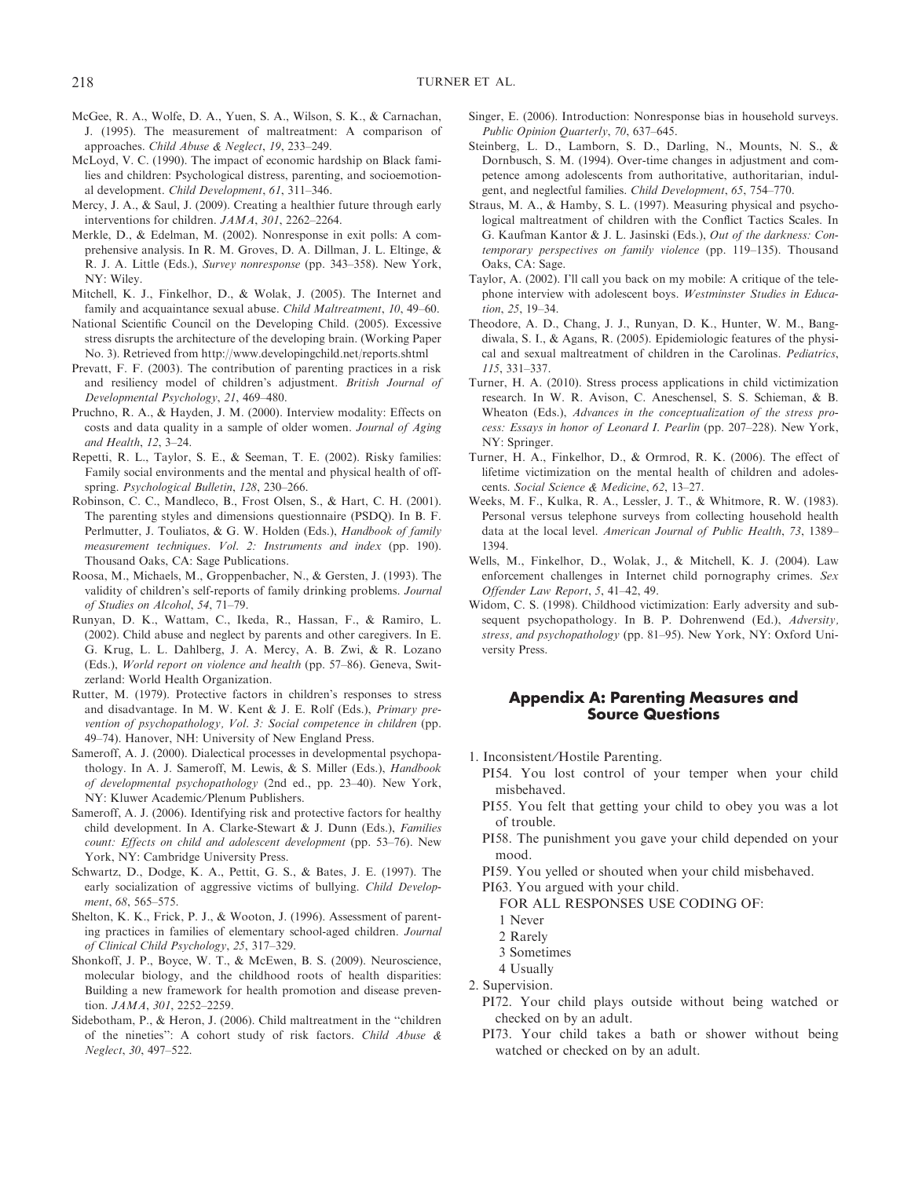McGee, R. A., Wolfe, D. A., Yuen, S. A., Wilson, S. K., & Carnachan, J. (1995). The measurement of maltreatment: A comparison of approaches. *Child Abuse & Neglect*, *19*, 233–249.

McLoyd, V. C. (1990). The impact of economic hardship on Black families and children: Psychological distress, parenting, and socioemotional development. *Child Development*, *61*, 311–346.

Mercy, J. A., & Saul, J. (2009). Creating a healthier future through early interventions for children. *JAMA*, *301*, 2262–2264.

Merkle, D., & Edelman, M. (2002). Nonresponse in exit polls: A comprehensive analysis. In R. M. Groves, D. A. Dillman, J. L. Eltinge, & R. J. A. Little (Eds.), *Survey nonresponse* (pp. 343–358). New York, NY: Wiley.

Mitchell, K. J., Finkelhor, D., & Wolak, J. (2005). The Internet and family and acquaintance sexual abuse. *Child Maltreatment*, *10*, 49–60.

National Scientific Council on the Developing Child. (2005). Excessive stress disrupts the architecture of the developing brain. (Working Paper No. 3). Retrieved from http://www.developingchild.net/reports.shtml

Prevatt, F. F. (2003). The contribution of parenting practices in a risk and resiliency model of children's adjustment. *British Journal of Developmental Psychology*, *21*, 469–480.

Pruchno, R. A., & Hayden, J. M. (2000). Interview modality: Effects on costs and data quality in a sample of older women. *Journal of Aging and Health*, *12*, 3–24.

Repetti, R. L., Taylor, S. E., & Seeman, T. E. (2002). Risky families: Family social environments and the mental and physical health of offspring. *Psychological Bulletin*, *128*, 230–266.

Robinson, C. C., Mandleco, B., Frost Olsen, S., & Hart, C. H. (2001). The parenting styles and dimensions questionnaire (PSDQ). In B. F. Perlmutter, J. Touliatos, & G. W. Holden (Eds.), *Handbook of family measurement techniques. Vol. 2: Instruments and index* (pp. 190). Thousand Oaks, CA: Sage Publications.

Roosa, M., Michaels, M., Groppenbacher, N., & Gersten, J. (1993). The validity of children's self-reports of family drinking problems. *Journal of Studies on Alcohol*, *54*, 71–79.

Runyan, D. K., Wattam, C., Ikeda, R., Hassan, F., & Ramiro, L. (2002). Child abuse and neglect by parents and other caregivers. In E. G. Krug, L. L. Dahlberg, J. A. Mercy, A. B. Zwi, & R. Lozano (Eds.), *World report on violence and health* (pp. 57–86). Geneva, Switzerland: World Health Organization.

Rutter, M. (1979). Protective factors in children's responses to stress and disadvantage. In M. W. Kent & J. E. Rolf (Eds.), *Primary prevention of psychopathology, Vol. 3: Social competence in children* (pp. 49–74). Hanover, NH: University of New England Press.

Sameroff, A. J. (2000). Dialectical processes in developmental psychopathology. In A. J. Sameroff, M. Lewis, & S. Miller (Eds.), *Handbook of developmental psychopathology* (2nd ed., pp. 23–40). New York, NY: Kluwer Academic/Plenum Publishers.

Sameroff, A. J. (2006). Identifying risk and protective factors for healthy child development. In A. Clarke-Stewart & J. Dunn (Eds.), *Families count: Effects on child and adolescent development* (pp. 53–76). New York, NY: Cambridge University Press.

Schwartz, D., Dodge, K. A., Pettit, G. S., & Bates, J. E. (1997). The early socialization of aggressive victims of bullying. *Child Development*, *68*, 565–575.

Shelton, K. K., Frick, P. J., & Wooton, J. (1996). Assessment of parenting practices in families of elementary school-aged children. *Journal of Clinical Child Psychology*, *25*, 317–329.

Shonkoff, J. P., Boyce, W. T., & McEwen, B. S. (2009). Neuroscience, molecular biology, and the childhood roots of health disparities: Building a new framework for health promotion and disease prevention. *JAMA*, *301*, 2252–2259.

Sidebotham, P., & Heron, J. (2006). Child maltreatment in the "children of the nineties": A cohort study of risk factors. *Child Abuse & Neglect*, *30*, 497–522.

Singer, E. (2006). Introduction: Nonresponse bias in household surveys. *Public Opinion Quarterly*, *70*, 637–645.

Steinberg, L. D., Lamborn, S. D., Darling, N., Mounts, N. S., & Dornbusch, S. M. (1994). Over-time changes in adjustment and competence among adolescents from authoritative, authoritarian, indulgent, and neglectful families. *Child Development*, *65*, 754–770.

Straus, M. A., & Hamby, S. L. (1997). Measuring physical and psychological maltreatment of children with the Conflict Tactics Scales. In G. Kaufman Kantor & J. L. Jasinski (Eds.), *Out of the darkness: Contemporary perspectives on family violence* (pp. 119–135). Thousand Oaks, CA: Sage.

Taylor, A. (2002). I'll call you back on my mobile: A critique of the telephone interview with adolescent boys. *Westminster Studies in Education*, *25*, 19–34.

Theodore, A. D., Chang, J. J., Runyan, D. K., Hunter, W. M., Bangdiwala, S. I., & Agans, R. (2005). Epidemiologic features of the physical and sexual maltreatment of children in the Carolinas. *Pediatrics*, *115*, 331–337.

Turner, H. A. (2010). Stress process applications in child victimization research. In W. R. Avison, C. Aneschensel, S. S. Schieman, & B. Wheaton (Eds.), *Advances in the conceptualization of the stress process: Essays in honor of Leonard I. Pearlin* (pp. 207–228). New York, NY: Springer.

Turner, H. A., Finkelhor, D., & Ormrod, R. K. (2006). The effect of lifetime victimization on the mental health of children and adolescents. *Social Science & Medicine*, *62*, 13–27.

Weeks, M. F., Kulka, R. A., Lessler, J. T., & Whitmore, R. W. (1983). Personal versus telephone surveys from collecting household health data at the local level. *American Journal of Public Health*, *73*, 1389–1394.

Wells, M., Finkelhor, D., Wolak, J., & Mitchell, K. J. (2004). Law enforcement challenges in Internet child pornography crimes. *Sex Offender Law Report*, *5*, 41–42, 49.

Widom, C. S. (1998). Childhood victimization: Early adversity and subsequent psychopathology. In B. P. Dohrenwend (Ed.), *Adversity, stress, and psychopathology* (pp. 81–95). New York, NY: Oxford University Press.

## Appendix A: Parenting Measures and Source Questions

1. Inconsistent/Hostile Parenting.
   - PI54. You lost control of your temper when your child misbehaved.
   - PI55. You felt that getting your child to obey you was a lot of trouble.
   - PI58. The punishment you gave your child depended on your mood.
   - PI59. You yelled or shouted when your child misbehaved.
   - PI63. You argued with your child.

   FOR ALL RESPONSES USE CODING OF:
   - 1 Never
   - 2 Rarely
   - 3 Sometimes
   - 4 Usually
2. Supervision.
   - PI72. Your child plays outside without being watched or checked on by an adult.
   - PI73. Your child takes a bath or shower without being watched or checked on by an adult.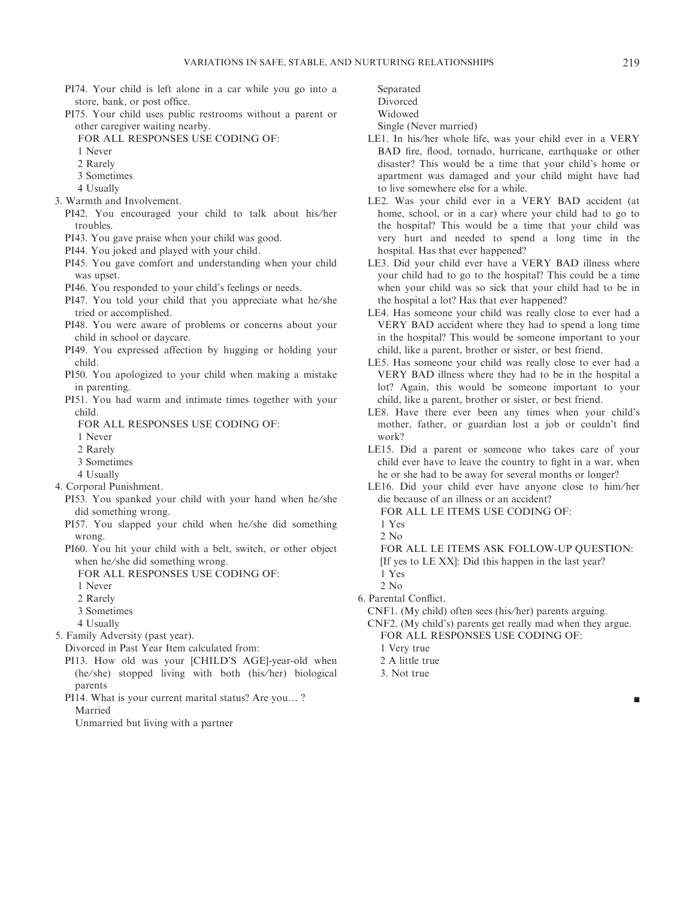PI74. Your child is left alone in a car while you go into a store, bank, or post office.

PI75. Your child uses public restrooms without a parent or other caregiver waiting nearby.

FOR ALL RESPONSES USE CODING OF:
1 Never
2 Rarely
3 Sometimes
4 Usually

3. Warmth and Involvement.

PI42. You encouraged your child to talk about his/her troubles.

PI43. You gave praise when your child was good.

PI44. You joked and played with your child.

PI45. You gave comfort and understanding when your child was upset.

PI46. You responded to your child's feelings or needs.

PI47. You told your child that you appreciate what he/she tried or accomplished.

PI48. You were aware of problems or concerns about your child in school or daycare.

PI49. You expressed affection by hugging or holding your child.

PI50. You apologized to your child when making a mistake in parenting.

PI51. You had warm and intimate times together with your child.

FOR ALL RESPONSES USE CODING OF:
1 Never
2 Rarely
3 Sometimes
4 Usually

4. Corporal Punishment.

PI53. You spanked your child with your hand when he/she did something wrong.

PI57. You slapped your child when he/she did something wrong.

PI60. You hit your child with a belt, switch, or other object when he/she did something wrong.

FOR ALL RESPONSES USE CODING OF:
1 Never
2 Rarely
3 Sometimes
4 Usually

5. Family Adversity (past year).

Divorced in Past Year Item calculated from:

PI13. How old was your [CHILD'S AGE]-year-old when (he/she) stopped living with both (his/her) biological parents

PI14. What is your current marital status? Are you… ?
Married
Unmarried but living with a partner
Separated
Divorced
Widowed
Single (Never married)

LE1. In his/her whole life, was your child ever in a VERY BAD fire, flood, tornado, hurricane, earthquake or other disaster? This would be a time that your child's home or apartment was damaged and your child might have had to live somewhere else for a while.

LE2. Was your child ever in a VERY BAD accident (at home, school, or in a car) where your child had to go to the hospital? This would be a time that your child was very hurt and needed to spend a long time in the hospital. Has that ever happened?

LE3. Did your child ever have a VERY BAD illness where your child had to go to the hospital? This could be a time when your child was so sick that your child had to be in the hospital a lot? Has that ever happened?

LE4. Has someone your child was really close to ever had a VERY BAD accident where they had to spend a long time in the hospital? This would be someone important to your child, like a parent, brother or sister, or best friend.

LE5. Has someone your child was really close to ever had a VERY BAD illness where they had to be in the hospital a lot? Again, this would be someone important to your child, like a parent, brother or sister, or best friend.

LE8. Have there ever been any times when your child's mother, father, or guardian lost a job or couldn't find work?

LE15. Did a parent or someone who takes care of your child ever have to leave the country to fight in a war, when he or she had to be away for several months or longer?

LE16. Did your child ever have anyone close to him/her die because of an illness or an accident?

FOR ALL LE ITEMS USE CODING OF:
1 Yes
2 No

FOR ALL LE ITEMS ASK FOLLOW-UP QUESTION:
[If yes to LE XX]: Did this happen in the last year?
1 Yes
2 No

6. Parental Conflict.

CNF1. (My child) often sees (his/her) parents arguing.

CNF2. (My child's) parents get really mad when they argue.

FOR ALL RESPONSES USE CODING OF:
1 Very true
2 A little true
3. Not true

■